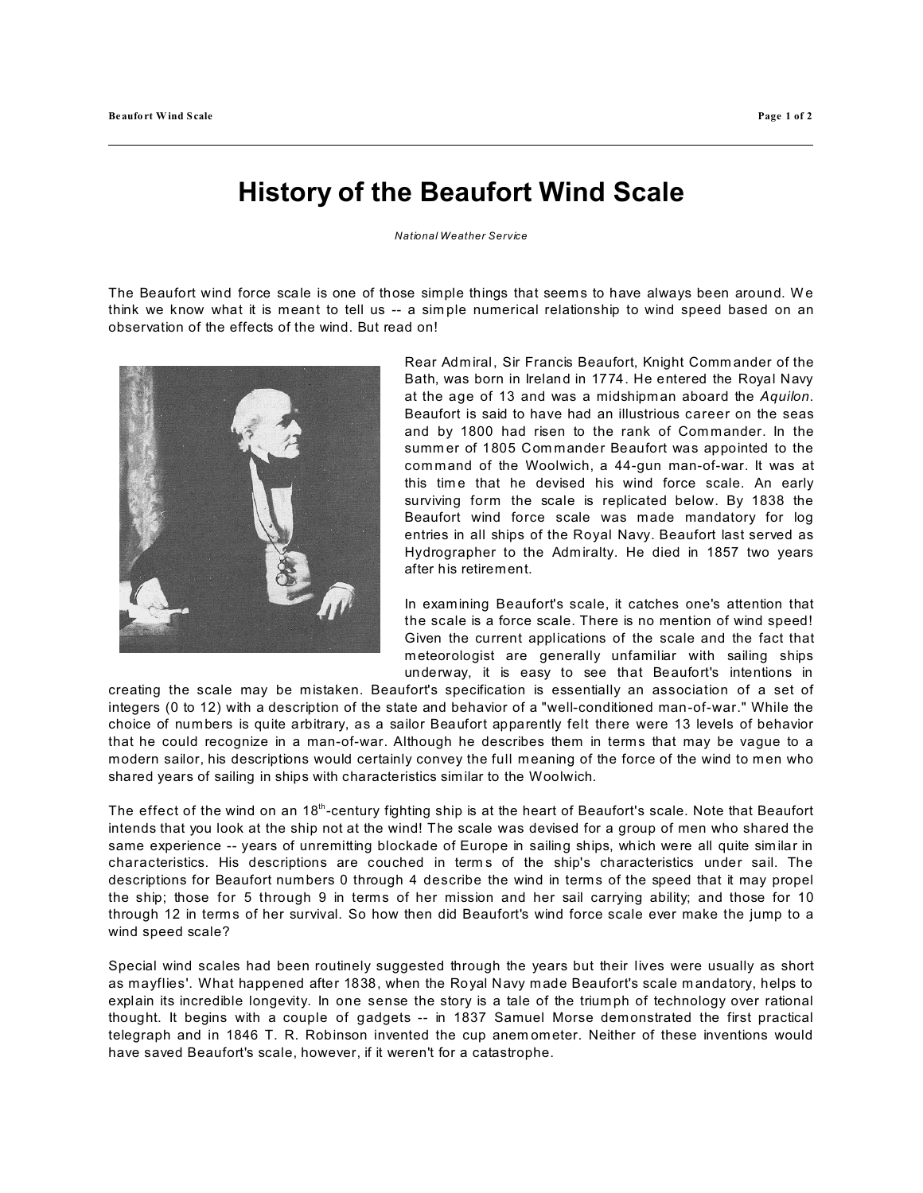# History of the Beaufort Wind Scale

*National Weather Service*

The Beaufort wind force scale is one of those simple things that seems to have always been around. We think we know what it is meant to tell us -- a simple numerical relationship to wind speed based on an observation of the effects of the wind. But read on!

Rear Admiral, Sir Francis Beaufort, Knight Commander of the Bath, was born in Ireland in 1774. He entered the Royal Navy at the age of 13 and was a midshipman aboard the *Aquilon*. Beaufort is said to have had an illustrious career on the seas and by 1800 had risen to the rank of Commander. In the summer of 1805 Commander Beaufort was appointed to the command of the Woolwich, a 44-gun man-of-war. It was at this time that he devised his wind force scale. An early surviving form the scale is replicated below. By 1838 the Beaufort wind force scale was made mandatory for log entries in all ships of the Royal Navy. Beaufort last served as Hydrographer to the Admiralty. He died in 1857 two years after his retirement.

In examining Beaufort's scale, it catches one's attention that the scale is a force scale. There is no mention of wind speed! Given the current applications of the scale and the fact that meteorologist are generally unfamiliar with sailing ships underway, it is easy to see that Beaufort's intentions in creating the scale may be mistaken. Beaufort's specification is essentially an association of a set of integers (0 to 12) with a description of the state and behavior of a "well-conditioned man-of-war." While the choice of numbers is quite arbitrary, as a sailor Beaufort apparently felt there were 13 levels of behavior that he could recognize in a man-of-war. Although he describes them in terms that may be vague to a modern sailor, his descriptions would certainly convey the full meaning of the force of the wind to men who shared years of sailing in ships with characteristics similar to the Woolwich.

The effect of the wind on an 18th-century fighting ship is at the heart of Beaufort's scale. Note that Beaufort intends that you look at the ship not at the wind! The scale was devised for a group of men who shared the same experience -- years of unremitting blockade of Europe in sailing ships, which were all quite similar in characteristics. His descriptions are couched in terms of the ship's characteristics under sail. The descriptions for Beaufort numbers 0 through 4 describe the wind in terms of the speed that it may propel the ship; those for 5 through 9 in terms of her mission and her sail carrying ability; and those for 10 through 12 in terms of her survival. So how then did Beaufort's wind force scale ever make the jump to a wind speed scale?

Special wind scales had been routinely suggested through the years but their lives were usually as short as mayflies'. What happened after 1838, when the Royal Navy made Beaufort's scale mandatory, helps to explain its incredible longevity. In one sense the story is a tale of the triumph of technology over rational thought. It begins with a couple of gadgets -- in 1837 Samuel Morse demonstrated the first practical telegraph and in 1846 T. R. Robinson invented the cup anemometer. Neither of these inventions would have saved Beaufort's scale, however, if it weren't for a catastrophe.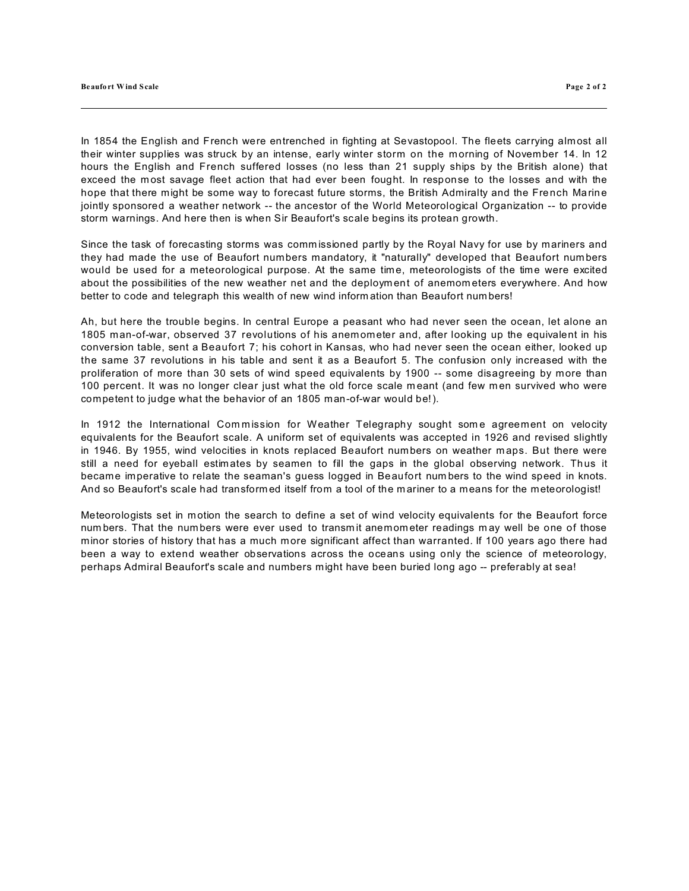In 1854 the English and French were entrenched in fighting at Sevastopool. The fleets carrying almost all their winter supplies was struck by an intense, early winter storm on the morning of November 14. In 12 hours the English and French suffered losses (no less than 21 supply ships by the British alone) that exceed the most savage fleet action that had ever been fought. In response to the losses and with the hope that there might be some way to forecast future storms, the British Admiralty and the French Marine jointly sponsored a weather network -- the ancestor of the World Meteorological Organization -- to provide storm warnings. And here then is when Sir Beaufort's scale begins its protean growth.

Since the task of forecasting storms was commissioned partly by the Royal Navy for use by mariners and they had made the use of Beaufort numbers mandatory, it "naturally" developed that Beaufort numbers would be used for a meteorological purpose. At the same time, meteorologists of the time were excited about the possibilities of the new weather net and the deployment of anemometers everywhere. And how better to code and telegraph this wealth of new wind information than Beaufort numbers!

Ah, but here the trouble begins. In central Europe a peasant who had never seen the ocean, let alone an 1805 man-of-war, observed 37 revolutions of his anemometer and, after looking up the equivalent in his conversion table, sent a Beaufort 7; his cohort in Kansas, who had never seen the ocean either, looked up the same 37 revolutions in his table and sent it as a Beaufort 5. The confusion only increased with the proliferation of more than 30 sets of wind speed equivalents by 1900 -- some disagreeing by more than 100 percent. It was no longer clear just what the old force scale meant (and few men survived who were competent to judge what the behavior of an 1805 man-of-war would be!).

In 1912 the International Commission for Weather Telegraphy sought some agreement on velocity equivalents for the Beaufort scale. A uniform set of equivalents was accepted in 1926 and revised slightly in 1946. By 1955, wind velocities in knots replaced Beaufort numbers on weather maps. But there were still a need for eyeball estimates by seamen to fill the gaps in the global observing network. Thus it became imperative to relate the seaman's guess logged in Beaufort numbers to the wind speed in knots. And so Beaufort's scale had transformed itself from a tool of the mariner to a means for the meteorologist!

Meteorologists set in motion the search to define a set of wind velocity equivalents for the Beaufort force numbers. That the numbers were ever used to transmit anemometer readings may well be one of those minor stories of history that has a much more significant affect than warranted. If 100 years ago there had been a way to extend weather observations across the oceans using only the science of meteorology, perhaps Admiral Beaufort's scale and numbers might have been buried long ago -- preferably at sea!